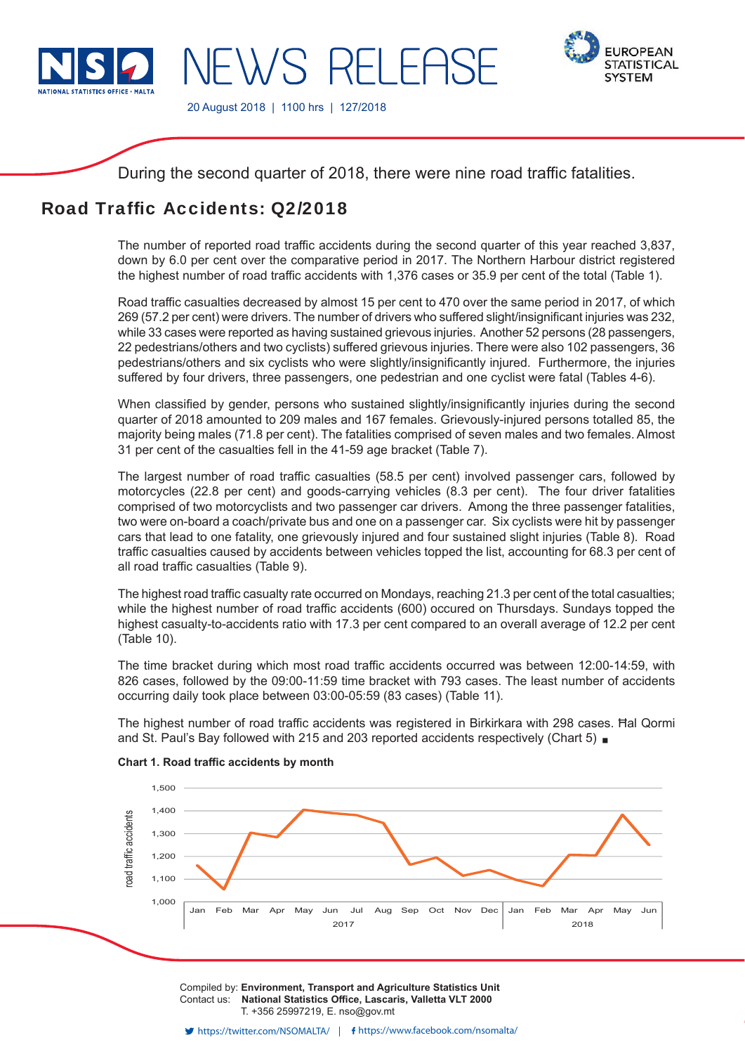# NEWS RELEASE

20 August 2018 | 1100 hrs | 127/2018

During the second quarter of 2018, there were nine road traffic fatalities.

## Road Traffic Accidents: Q2/2018

The number of reported road traffic accidents during the second quarter of this year reached 3,837, down by 6.0 per cent over the comparative period in 2017. The Northern Harbour district registered the highest number of road traffic accidents with 1,376 cases or 35.9 per cent of the total (Table 1).

Road traffic casualties decreased by almost 15 per cent to 470 over the same period in 2017, of which 269 (57.2 per cent) were drivers. The number of drivers who suffered slight/insignificant injuries was 232, while 33 cases were reported as having sustained grievous injuries. Another 52 persons (28 passengers, 22 pedestrians/others and two cyclists) suffered grievous injuries. There were also 102 passengers, 36 pedestrians/others and six cyclists who were slightly/insignificantly injured. Furthermore, the injuries suffered by four drivers, three passengers, one pedestrian and one cyclist were fatal (Tables 4-6).

When classified by gender, persons who sustained slightly/insignificantly injuries during the second quarter of 2018 amounted to 209 males and 167 females. Grievously-injured persons totalled 85, the majority being males (71.8 per cent). The fatalities comprised of seven males and two females. Almost 31 per cent of the casualties fell in the 41-59 age bracket (Table 7).

The largest number of road traffic casualties (58.5 per cent) involved passenger cars, followed by motorcycles (22.8 per cent) and goods-carrying vehicles (8.3 per cent). The four driver fatalities comprised of two motorcyclists and two passenger car drivers. Among the three passenger fatalities, two were on-board a coach/private bus and one on a passenger car. Six cyclists were hit by passenger cars that lead to one fatality, one grievously injured and four sustained slight injuries (Table 8). Road traffic casualties caused by accidents between vehicles topped the list, accounting for 68.3 per cent of all road traffic casualties (Table 9).

The highest road traffic casualty rate occurred on Mondays, reaching 21.3 per cent of the total casualties; while the highest number of road traffic accidents (600) occured on Thursdays. Sundays topped the highest casualty-to-accidents ratio with 17.3 per cent compared to an overall average of 12.2 per cent (Table 10).

The time bracket during which most road traffic accidents occurred was between 12:00-14:59, with 826 cases, followed by the 09:00-11:59 time bracket with 793 cases. The least number of accidents occurring daily took place between 03:00-05:59 (83 cases) (Table 11).

The highest number of road traffic accidents was registered in Birkirkara with 298 cases. Ħal Qormi and St. Paul's Bay followed with 215 and 203 reported accidents respectively (Chart 5) ■

**Chart 1. Road traffic accidents by month**

Compiled by: **Environment, Transport and Agriculture Statistics Unit**
Contact us: **National Statistics Office, Lascaris, Valletta VLT 2000**
T. +356 25997219, E. nso@gov.mt

https://twitter.com/NSOMALTA/ | https://www.facebook.com/nsomalta/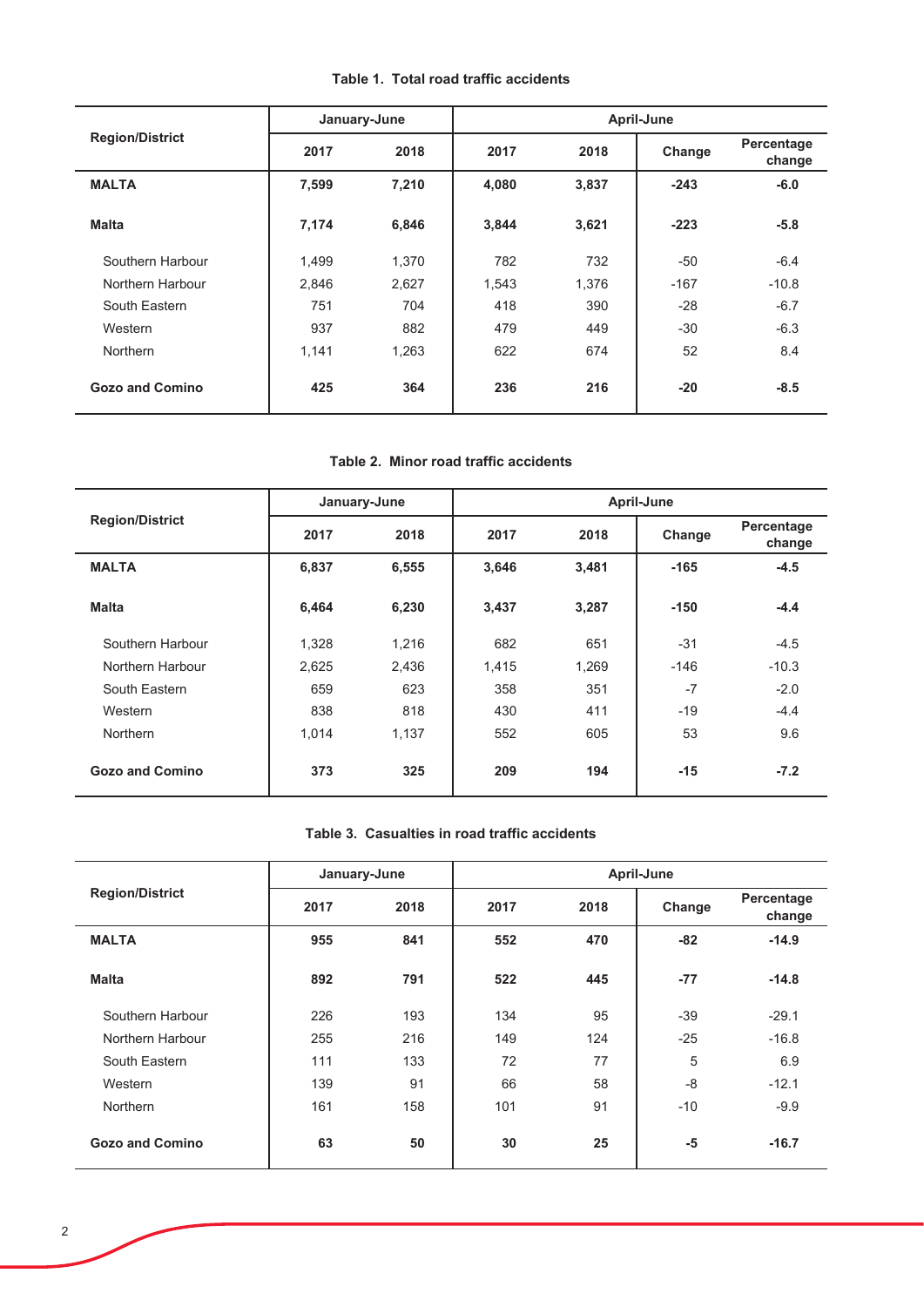**Table 1. Total road traffic accidents**

| Region/District | January-June | | April-June | | | |
|---|---|---|---|---|---|---|
| | 2017 | 2018 | 2017 | 2018 | Change | Percentage change |
| **MALTA** | **7,599** | **7,210** | **4,080** | **3,837** | **-243** | **-6.0** |
| **Malta** | **7,174** | **6,846** | **3,844** | **3,621** | **-223** | **-5.8** |
| Southern Harbour | 1,499 | 1,370 | 782 | 732 | -50 | -6.4 |
| Northern Harbour | 2,846 | 2,627 | 1,543 | 1,376 | -167 | -10.8 |
| South Eastern | 751 | 704 | 418 | 390 | -28 | -6.7 |
| Western | 937 | 882 | 479 | 449 | -30 | -6.3 |
| Northern | 1,141 | 1,263 | 622 | 674 | 52 | 8.4 |
| **Gozo and Comino** | **425** | **364** | **236** | **216** | **-20** | **-8.5** |

**Table 2. Minor road traffic accidents**

| Region/District | January-June | | April-June | | | |
|---|---|---|---|---|---|---|
| | 2017 | 2018 | 2017 | 2018 | Change | Percentage change |
| **MALTA** | **6,837** | **6,555** | **3,646** | **3,481** | **-165** | **-4.5** |
| **Malta** | **6,464** | **6,230** | **3,437** | **3,287** | **-150** | **-4.4** |
| Southern Harbour | 1,328 | 1,216 | 682 | 651 | -31 | -4.5 |
| Northern Harbour | 2,625 | 2,436 | 1,415 | 1,269 | -146 | -10.3 |
| South Eastern | 659 | 623 | 358 | 351 | -7 | -2.0 |
| Western | 838 | 818 | 430 | 411 | -19 | -4.4 |
| Northern | 1,014 | 1,137 | 552 | 605 | 53 | 9.6 |
| **Gozo and Comino** | **373** | **325** | **209** | **194** | **-15** | **-7.2** |

**Table 3. Casualties in road traffic accidents**

| Region/District | January-June | | April-June | | | |
|---|---|---|---|---|---|---|
| | 2017 | 2018 | 2017 | 2018 | Change | Percentage change |
| **MALTA** | **955** | **841** | **552** | **470** | **-82** | **-14.9** |
| **Malta** | **892** | **791** | **522** | **445** | **-77** | **-14.8** |
| Southern Harbour | 226 | 193 | 134 | 95 | -39 | -29.1 |
| Northern Harbour | 255 | 216 | 149 | 124 | -25 | -16.8 |
| South Eastern | 111 | 133 | 72 | 77 | 5 | 6.9 |
| Western | 139 | 91 | 66 | 58 | -8 | -12.1 |
| Northern | 161 | 158 | 101 | 91 | -10 | -9.9 |
| **Gozo and Comino** | **63** | **50** | **30** | **25** | **-5** | **-16.7** |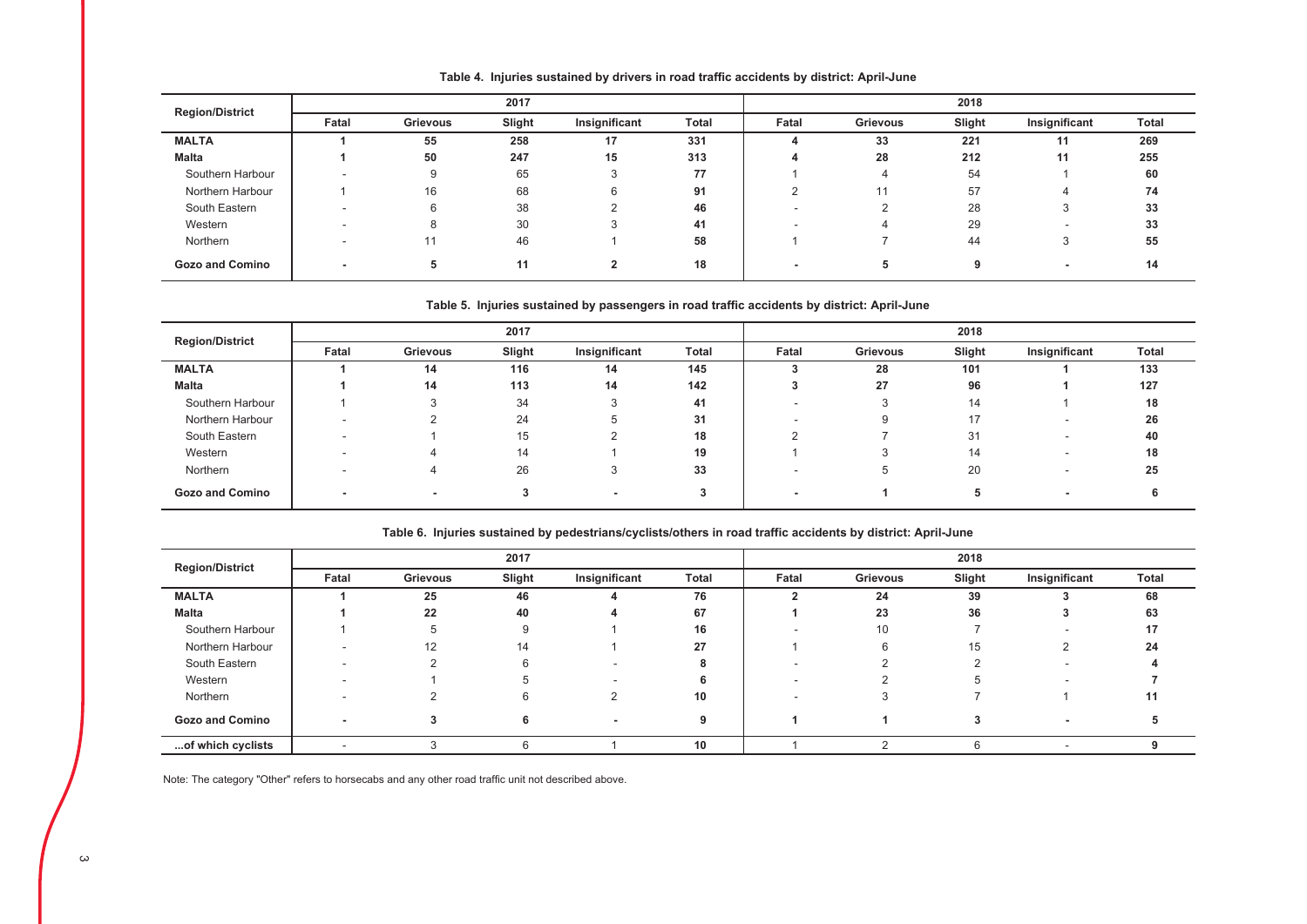**Table 4. Injuries sustained by drivers in road traffic accidents by district: April-June**

| Region/District | 2017 | | | | | 2018 | | | | |
|---|---|---|---|---|---|---|---|---|---|---|
| | Fatal | Grievous | Slight | Insignificant | Total | Fatal | Grievous | Slight | Insignificant | Total |
| **MALTA** | **1** | **55** | **258** | **17** | **331** | **4** | **33** | **221** | **11** | **269** |
| **Malta** | **1** | **50** | **247** | **15** | **313** | **4** | **28** | **212** | **11** | **255** |
| Southern Harbour | - | 9 | 65 | 3 | **77** | 1 | 4 | 54 | 1 | **60** |
| Northern Harbour | 1 | 16 | 68 | 6 | **91** | 2 | 11 | 57 | 4 | **74** |
| South Eastern | - | 6 | 38 | 2 | **46** | - | 2 | 28 | 3 | **33** |
| Western | - | 8 | 30 | 3 | **41** | - | 4 | 29 | - | **33** |
| Northern | - | 11 | 46 | 1 | **58** | 1 | 7 | 44 | 3 | **55** |
| **Gozo and Comino** | **-** | **5** | **11** | **2** | **18** | **-** | **5** | **9** | **-** | **14** |

**Table 5. Injuries sustained by passengers in road traffic accidents by district: April-June**

| Region/District | 2017 | | | | | 2018 | | | | |
|---|---|---|---|---|---|---|---|---|---|---|
| | Fatal | Grievous | Slight | Insignificant | Total | Fatal | Grievous | Slight | Insignificant | Total |
| **MALTA** | **1** | **14** | **116** | **14** | **145** | **3** | **28** | **101** | **1** | **133** |
| **Malta** | **1** | **14** | **113** | **14** | **142** | **3** | **27** | **96** | **1** | **127** |
| Southern Harbour | 1 | 3 | 34 | 3 | **41** | - | 3 | 14 | 1 | **18** |
| Northern Harbour | - | 2 | 24 | 5 | **31** | - | 9 | 17 | - | **26** |
| South Eastern | - | 1 | 15 | 2 | **18** | 2 | 7 | 31 | - | **40** |
| Western | - | 4 | 14 | 1 | **19** | 1 | 3 | 14 | - | **18** |
| Northern | - | 4 | 26 | 3 | **33** | - | 5 | 20 | - | **25** |
| **Gozo and Comino** | **-** | **-** | **3** | **-** | **3** | **-** | **1** | **5** | **-** | **6** |

**Table 6. Injuries sustained by pedestrians/cyclists/others in road traffic accidents by district: April-June**

| Region/District | 2017 | | | | | 2018 | | | | |
|---|---|---|---|---|---|---|---|---|---|---|
| | Fatal | Grievous | Slight | Insignificant | Total | Fatal | Grievous | Slight | Insignificant | Total |
| **MALTA** | **1** | **25** | **46** | **4** | **76** | **2** | **24** | **39** | **3** | **68** |
| **Malta** | **1** | **22** | **40** | **4** | **67** | **1** | **23** | **36** | **3** | **63** |
| Southern Harbour | 1 | 5 | 9 | 1 | **16** | - | 10 | 7 | - | **17** |
| Northern Harbour | - | 12 | 14 | 1 | **27** | 1 | 6 | 15 | 2 | **24** |
| South Eastern | - | 2 | 6 | - | **8** | - | 2 | 2 | - | **4** |
| Western | - | 1 | 5 | - | **6** | - | 2 | 5 | - | **7** |
| Northern | - | 2 | 6 | 2 | **10** | - | 3 | 7 | 1 | **11** |
| **Gozo and Comino** | **-** | **3** | **6** | **-** | **9** | **1** | **1** | **3** | **-** | **5** |
| **...of which cyclists** | - | 3 | 6 | 1 | **10** | 1 | 2 | 6 | - | **9** |

Note: The category "Other" refers to horsecabs and any other road traffic unit not described above.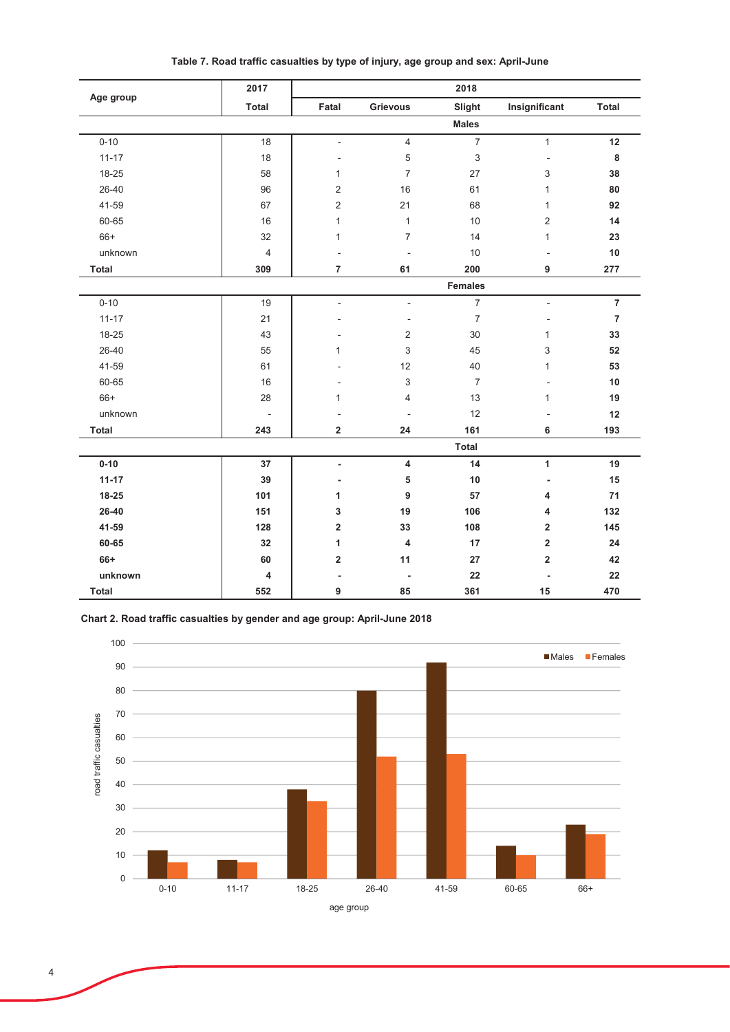**Table 7. Road traffic casualties by type of injury, age group and sex: April-June**

| Age group | 2017 | 2018 | | | | |
|---|---|---|---|---|---|---|
| | Total | Fatal | Grievous | Slight | Insignificant | Total |
| | | | | **Males** | | |
| 0-10 | 18 | - | 4 | 7 | 1 | **12** |
| 11-17 | 18 | - | 5 | 3 | - | **8** |
| 18-25 | 58 | 1 | 7 | 27 | 3 | **38** |
| 26-40 | 96 | 2 | 16 | 61 | 1 | **80** |
| 41-59 | 67 | 2 | 21 | 68 | 1 | **92** |
| 60-65 | 16 | 1 | 1 | 10 | 2 | **14** |
| 66+ | 32 | 1 | 7 | 14 | 1 | **23** |
| unknown | 4 | - | - | 10 | - | **10** |
| **Total** | **309** | **7** | **61** | **200** | **9** | **277** |
| | | | | **Females** | | |
| 0-10 | 19 | - | - | 7 | - | **7** |
| 11-17 | 21 | - | - | 7 | - | **7** |
| 18-25 | 43 | - | 2 | 30 | 1 | **33** |
| 26-40 | 55 | 1 | 3 | 45 | 3 | **52** |
| 41-59 | 61 | - | 12 | 40 | 1 | **53** |
| 60-65 | 16 | - | 3 | 7 | - | **10** |
| 66+ | 28 | 1 | 4 | 13 | 1 | **19** |
| unknown | - | - | - | 12 | - | **12** |
| **Total** | **243** | **2** | **24** | **161** | **6** | **193** |
| | | | | **Total** | | |
| **0-10** | **37** | **-** | **4** | **14** | **1** | **19** |
| **11-17** | **39** | **-** | **5** | **10** | **-** | **15** |
| **18-25** | **101** | **1** | **9** | **57** | **4** | **71** |
| **26-40** | **151** | **3** | **19** | **106** | **4** | **132** |
| **41-59** | **128** | **2** | **33** | **108** | **2** | **145** |
| **60-65** | **32** | **1** | **4** | **17** | **2** | **24** |
| **66+** | **60** | **2** | **11** | **27** | **2** | **42** |
| **unknown** | **4** | **-** | **-** | **22** | **-** | **22** |
| **Total** | **552** | **9** | **85** | **361** | **15** | **470** |

**Chart 2. Road traffic casualties by gender and age group: April-June 2018**

| age group | Males | Females |
|---|---|---|
| 0-10 | 12 | 7 |
| 11-17 | 8 | 7 |
| 18-25 | 38 | 33 |
| 26-40 | 80 | 52 |
| 41-59 | 92 | 53 |
| 60-65 | 14 | 10 |
| 66+ | 23 | 19 |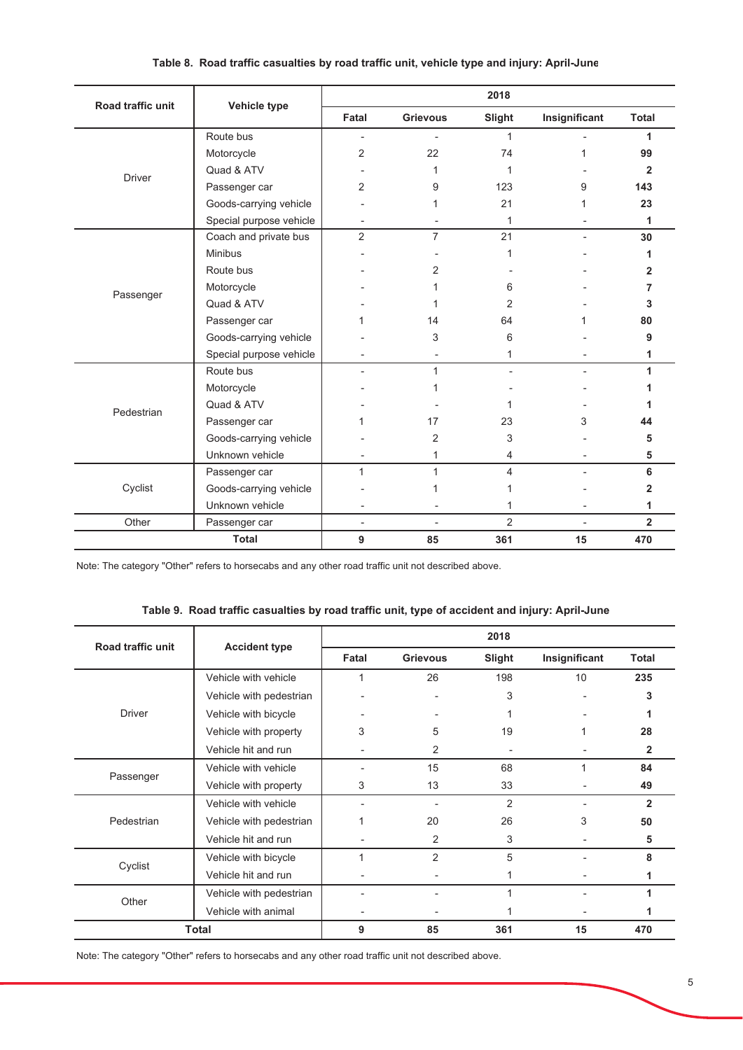**Table 8. Road traffic casualties by road traffic unit, vehicle type and injury: April-June**

| Road traffic unit | Vehicle type | 2018 | | | | |
|---|---|---|---|---|---|---|
| | | Fatal | Grievous | Slight | Insignificant | Total |
| Driver | Route bus | - | - | 1 | - | **1** |
| | Motorcycle | 2 | 22 | 74 | 1 | **99** |
| | Quad & ATV | - | 1 | 1 | - | **2** |
| | Passenger car | 2 | 9 | 123 | 9 | **143** |
| | Goods-carrying vehicle | - | 1 | 21 | 1 | **23** |
| | Special purpose vehicle | - | - | 1 | - | **1** |
| Passenger | Coach and private bus | 2 | 7 | 21 | - | **30** |
| | Minibus | - | - | 1 | - | **1** |
| | Route bus | - | 2 | - | - | **2** |
| | Motorcycle | - | 1 | 6 | - | **7** |
| | Quad & ATV | - | 1 | 2 | - | **3** |
| | Passenger car | 1 | 14 | 64 | 1 | **80** |
| | Goods-carrying vehicle | - | 3 | 6 | - | **9** |
| | Special purpose vehicle | - | - | 1 | - | **1** |
| Pedestrian | Route bus | - | 1 | - | - | **1** |
| | Motorcycle | - | 1 | - | - | **1** |
| | Quad & ATV | - | - | 1 | - | **1** |
| | Passenger car | 1 | 17 | 23 | 3 | **44** |
| | Goods-carrying vehicle | - | 2 | 3 | - | **5** |
| | Unknown vehicle | - | 1 | 4 | - | **5** |
| Cyclist | Passenger car | 1 | 1 | 4 | - | **6** |
| | Goods-carrying vehicle | - | 1 | 1 | - | **2** |
| | Unknown vehicle | - | - | 1 | - | **1** |
| Other | Passenger car | - | - | 2 | - | **2** |
| **Total** | | **9** | **85** | **361** | **15** | **470** |

Note: The category "Other" refers to horsecabs and any other road traffic unit not described above.

**Table 9. Road traffic casualties by road traffic unit, type of accident and injury: April-June**

| Road traffic unit | Accident type | 2018 | | | | |
|---|---|---|---|---|---|---|
| | | Fatal | Grievous | Slight | Insignificant | Total |
| Driver | Vehicle with vehicle | 1 | 26 | 198 | 10 | **235** |
| | Vehicle with pedestrian | - | - | 3 | - | **3** |
| | Vehicle with bicycle | - | - | 1 | - | **1** |
| | Vehicle with property | 3 | 5 | 19 | 1 | **28** |
| | Vehicle hit and run | - | 2 | - | - | **2** |
| Passenger | Vehicle with vehicle | - | 15 | 68 | 1 | **84** |
| | Vehicle with property | 3 | 13 | 33 | - | **49** |
| Pedestrian | Vehicle with vehicle | - | - | 2 | - | **2** |
| | Vehicle with pedestrian | 1 | 20 | 26 | 3 | **50** |
| | Vehicle hit and run | - | 2 | 3 | - | **5** |
| Cyclist | Vehicle with bicycle | 1 | 2 | 5 | - | **8** |
| | Vehicle hit and run | - | - | 1 | - | **1** |
| Other | Vehicle with pedestrian | - | - | 1 | - | **1** |
| | Vehicle with animal | - | - | 1 | - | **1** |
| **Total** | | **9** | **85** | **361** | **15** | **470** |

Note: The category "Other" refers to horsecabs and any other road traffic unit not described above.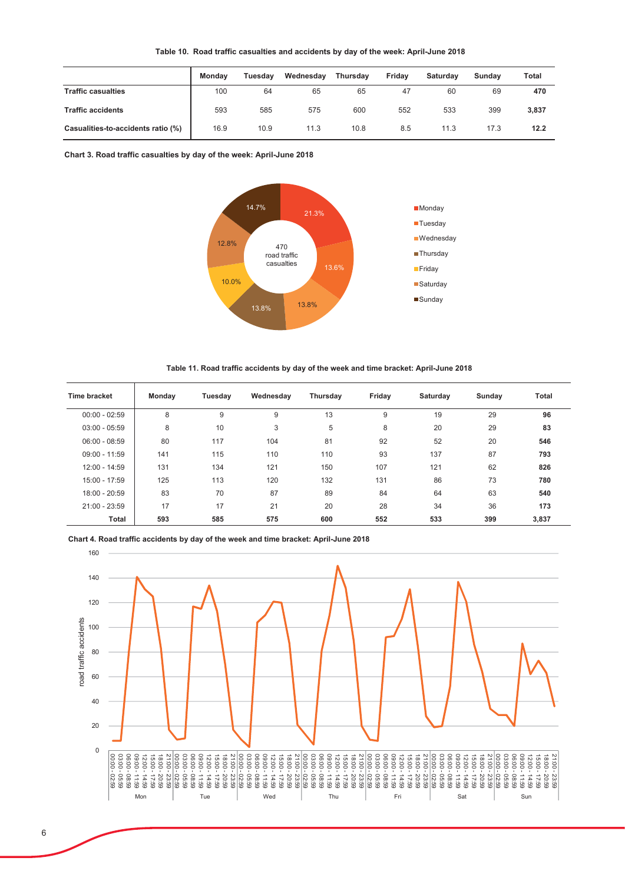**Table 10. Road traffic casualties and accidents by day of the week: April-June 2018**

| | Monday | Tuesday | Wednesday | Thursday | Friday | Saturday | Sunday | Total |
|---|---|---|---|---|---|---|---|---|
| **Traffic casualties** | 100 | 64 | 65 | 65 | 47 | 60 | 69 | **470** |
| **Traffic accidents** | 593 | 585 | 575 | 600 | 552 | 533 | 399 | **3,837** |
| **Casualties-to-accidents ratio (%)** | 16.9 | 10.9 | 11.3 | 10.8 | 8.5 | 11.3 | 17.3 | **12.2** |

**Chart 3. Road traffic casualties by day of the week: April-June 2018**

470 road traffic casualties

- Monday: 21.3%
- Tuesday: 13.6%
- Wednesday: 13.8%
- Thursday: 13.8%
- Friday: 10.0%
- Saturday: 12.8%
- Sunday: 14.7%

**Table 11. Road traffic accidents by day of the week and time bracket: April-June 2018**

| Time bracket | Monday | Tuesday | Wednesday | Thursday | Friday | Saturday | Sunday | Total |
|---|---|---|---|---|---|---|---|---|
| 00:00 - 02:59 | 8 | 9 | 9 | 13 | 9 | 19 | 29 | **96** |
| 03:00 - 05:59 | 8 | 10 | 3 | 5 | 8 | 20 | 29 | **83** |
| 06:00 - 08:59 | 80 | 117 | 104 | 81 | 92 | 52 | 20 | **546** |
| 09:00 - 11:59 | 141 | 115 | 110 | 110 | 93 | 137 | 87 | **793** |
| 12:00 - 14:59 | 131 | 134 | 121 | 150 | 107 | 121 | 62 | **826** |
| 15:00 - 17:59 | 125 | 113 | 120 | 132 | 131 | 86 | 73 | **780** |
| 18:00 - 20:59 | 83 | 70 | 87 | 89 | 84 | 64 | 63 | **540** |
| 21:00 - 23:59 | 17 | 17 | 21 | 20 | 28 | 34 | 36 | **173** |
| **Total** | **593** | **585** | **575** | **600** | **552** | **533** | **399** | **3,837** |

**Chart 4. Road traffic accidents by day of the week and time bracket: April-June 2018**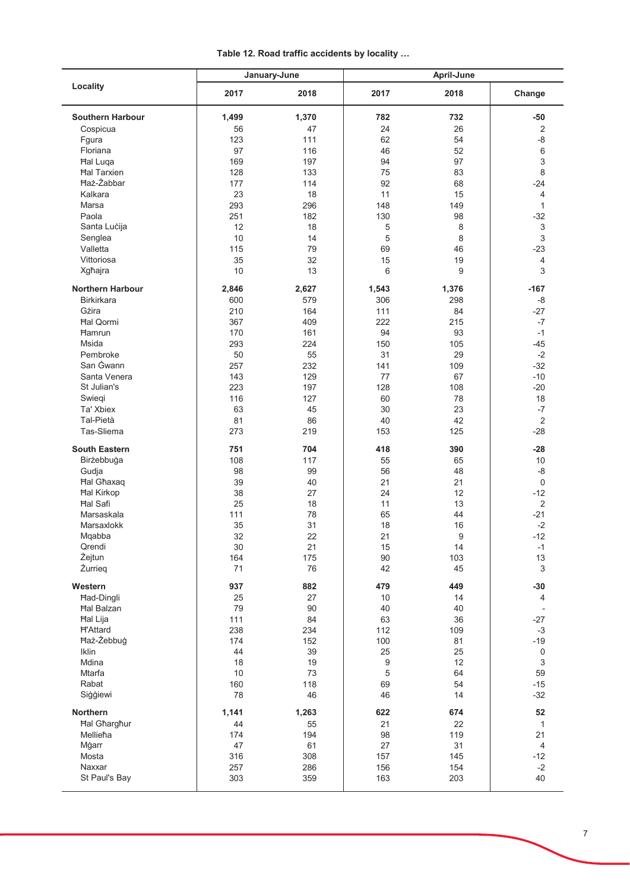**Table 12. Road traffic accidents by locality …**

| Locality | January-June | | April-June | | |
|---|---|---|---|---|---|
| | 2017 | 2018 | 2017 | 2018 | Change |
| **Southern Harbour** | **1,499** | **1,370** | **782** | **732** | **-50** |
| Cospicua | 56 | 47 | 24 | 26 | 2 |
| Fgura | 123 | 111 | 62 | 54 | -8 |
| Floriana | 97 | 116 | 46 | 52 | 6 |
| Ħal Luqa | 169 | 197 | 94 | 97 | 3 |
| Ħal Tarxien | 128 | 133 | 75 | 83 | 8 |
| Ħaż-Żabbar | 177 | 114 | 92 | 68 | -24 |
| Kalkara | 23 | 18 | 11 | 15 | 4 |
| Marsa | 293 | 296 | 148 | 149 | 1 |
| Paola | 251 | 182 | 130 | 98 | -32 |
| Santa Luċija | 12 | 18 | 5 | 8 | 3 |
| Senglea | 10 | 14 | 5 | 8 | 3 |
| Valletta | 115 | 79 | 69 | 46 | -23 |
| Vittoriosa | 35 | 32 | 15 | 19 | 4 |
| Xgħajra | 10 | 13 | 6 | 9 | 3 |
| **Northern Harbour** | **2,846** | **2,627** | **1,543** | **1,376** | **-167** |
| Birkirkara | 600 | 579 | 306 | 298 | -8 |
| Gżira | 210 | 164 | 111 | 84 | -27 |
| Ħal Qormi | 367 | 409 | 222 | 215 | -7 |
| Ħamrun | 170 | 161 | 94 | 93 | -1 |
| Msida | 293 | 224 | 150 | 105 | -45 |
| Pembroke | 50 | 55 | 31 | 29 | -2 |
| San Ġwann | 257 | 232 | 141 | 109 | -32 |
| Santa Venera | 143 | 129 | 77 | 67 | -10 |
| St Julian's | 223 | 197 | 128 | 108 | -20 |
| Swieqi | 116 | 127 | 60 | 78 | 18 |
| Ta' Xbiex | 63 | 45 | 30 | 23 | -7 |
| Tal-Pietà | 81 | 86 | 40 | 42 | 2 |
| Tas-Sliema | 273 | 219 | 153 | 125 | -28 |
| **South Eastern** | **751** | **704** | **418** | **390** | **-28** |
| Birżebbuġa | 108 | 117 | 55 | 65 | 10 |
| Gudja | 98 | 99 | 56 | 48 | -8 |
| Ħal Għaxaq | 39 | 40 | 21 | 21 | 0 |
| Ħal Kirkop | 38 | 27 | 24 | 12 | -12 |
| Ħal Safi | 25 | 18 | 11 | 13 | 2 |
| Marsaskala | 111 | 78 | 65 | 44 | -21 |
| Marsaxlokk | 35 | 31 | 18 | 16 | -2 |
| Mqabba | 32 | 22 | 21 | 9 | -12 |
| Qrendi | 30 | 21 | 15 | 14 | -1 |
| Żejtun | 164 | 175 | 90 | 103 | 13 |
| Żurrieq | 71 | 76 | 42 | 45 | 3 |
| **Western** | **937** | **882** | **479** | **449** | **-30** |
| Ħad-Dingli | 25 | 27 | 10 | 14 | 4 |
| Ħal Balzan | 79 | 90 | 40 | 40 | - |
| Ħal Lija | 111 | 84 | 63 | 36 | -27 |
| Ħ'Attard | 238 | 234 | 112 | 109 | -3 |
| Ħaż-Żebbuġ | 174 | 152 | 100 | 81 | -19 |
| Iklin | 44 | 39 | 25 | 25 | 0 |
| Mdina | 18 | 19 | 9 | 12 | 3 |
| Mtarfa | 10 | 73 | 5 | 64 | 59 |
| Rabat | 160 | 118 | 69 | 54 | -15 |
| Siġġiewi | 78 | 46 | 46 | 14 | -32 |
| **Northern** | **1,141** | **1,263** | **622** | **674** | **52** |
| Ħal Għargħur | 44 | 55 | 21 | 22 | 1 |
| Mellieħa | 174 | 194 | 98 | 119 | 21 |
| Mġarr | 47 | 61 | 27 | 31 | 4 |
| Mosta | 316 | 308 | 157 | 145 | -12 |
| Naxxar | 257 | 286 | 156 | 154 | -2 |
| St Paul's Bay | 303 | 359 | 163 | 203 | 40 |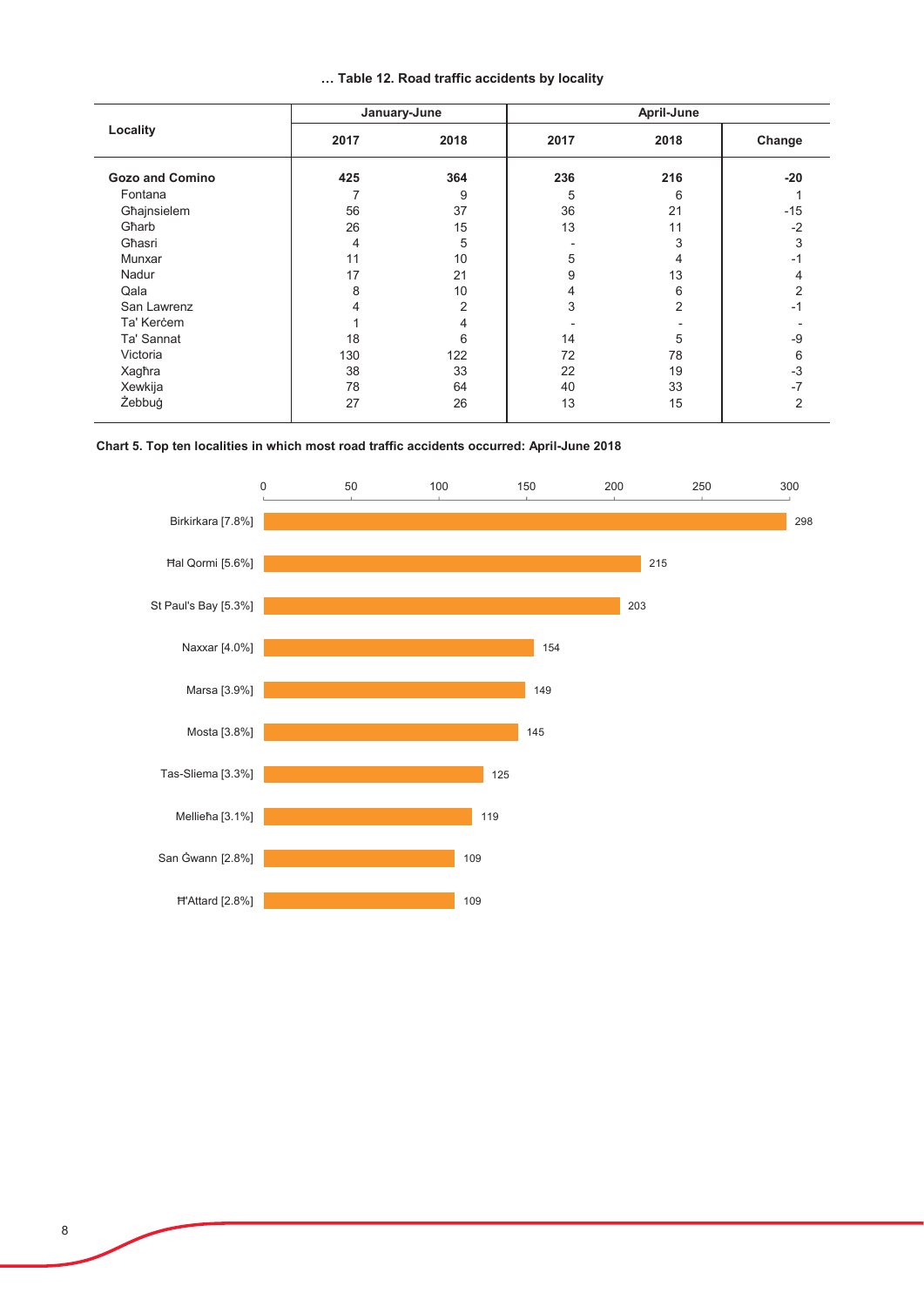**… Table 12. Road traffic accidents by locality**

| Locality | January-June | | April-June | | |
|---|---|---|---|---|---|
| | 2017 | 2018 | 2017 | 2018 | Change |
| **Gozo and Comino** | **425** | **364** | **236** | **216** | **-20** |
| Fontana | 7 | 9 | 5 | 6 | 1 |
| Għajnsielem | 56 | 37 | 36 | 21 | -15 |
| Għarb | 26 | 15 | 13 | 11 | -2 |
| Għasri | 4 | 5 | - | 3 | 3 |
| Munxar | 11 | 10 | 5 | 4 | -1 |
| Nadur | 17 | 21 | 9 | 13 | 4 |
| Qala | 8 | 10 | 4 | 6 | 2 |
| San Lawrenz | 4 | 2 | 3 | 2 | -1 |
| Ta' Kerċem | 1 | 4 | - | - | - |
| Ta' Sannat | 18 | 6 | 14 | 5 | -9 |
| Victoria | 130 | 122 | 72 | 78 | 6 |
| Xagħra | 38 | 33 | 22 | 19 | -3 |
| Xewkija | 78 | 64 | 40 | 33 | -7 |
| Żebbuġ | 27 | 26 | 13 | 15 | 2 |

**Chart 5. Top ten localities in which most road traffic accidents occurred: April-June 2018**

| Locality | Accidents |
|---|---|
| Birkirkara [7.8%] | 298 |
| Ħal Qormi [5.6%] | 215 |
| St Paul's Bay [5.3%] | 203 |
| Naxxar [4.0%] | 154 |
| Marsa [3.9%] | 149 |
| Mosta [3.8%] | 145 |
| Tas-Sliema [3.3%] | 125 |
| Mellieħa [3.1%] | 119 |
| San Ġwann [2.8%] | 109 |
| Ħ'Attard [2.8%] | 109 |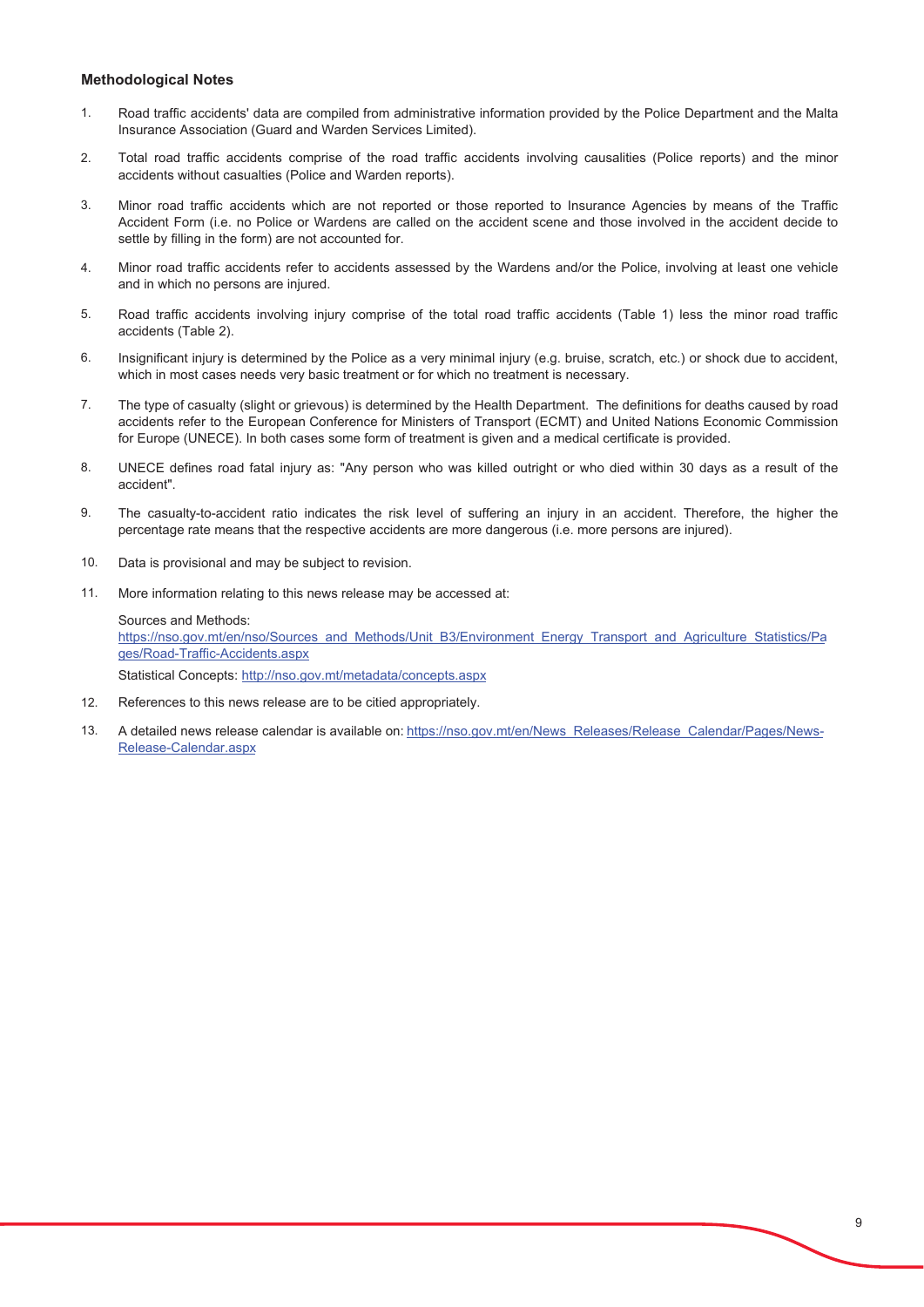**Methodological Notes**

1. Road traffic accidents' data are compiled from administrative information provided by the Police Department and the Malta Insurance Association (Guard and Warden Services Limited).

2. Total road traffic accidents comprise of the road traffic accidents involving causalities (Police reports) and the minor accidents without casualties (Police and Warden reports).

3. Minor road traffic accidents which are not reported or those reported to Insurance Agencies by means of the Traffic Accident Form (i.e. no Police or Wardens are called on the accident scene and those involved in the accident decide to settle by filling in the form) are not accounted for.

4. Minor road traffic accidents refer to accidents assessed by the Wardens and/or the Police, involving at least one vehicle and in which no persons are injured.

5. Road traffic accidents involving injury comprise of the total road traffic accidents (Table 1) less the minor road traffic accidents (Table 2).

6. Insignificant injury is determined by the Police as a very minimal injury (e.g. bruise, scratch, etc.) or shock due to accident, which in most cases needs very basic treatment or for which no treatment is necessary.

7. The type of casualty (slight or grievous) is determined by the Health Department. The definitions for deaths caused by road accidents refer to the European Conference for Ministers of Transport (ECMT) and United Nations Economic Commission for Europe (UNECE). In both cases some form of treatment is given and a medical certificate is provided.

8. UNECE defines road fatal injury as: "Any person who was killed outright or who died within 30 days as a result of the accident".

9. The casualty-to-accident ratio indicates the risk level of suffering an injury in an accident. Therefore, the higher the percentage rate means that the respective accidents are more dangerous (i.e. more persons are injured).

10. Data is provisional and may be subject to revision.

11. More information relating to this news release may be accessed at:

    Sources and Methods:
    https://nso.gov.mt/en/nso/Sources_and_Methods/Unit_B3/Environment_Energy_Transport_and_Agriculture_Statistics/Pages/Road-Traffic-Accidents.aspx

    Statistical Concepts: http://nso.gov.mt/metadata/concepts.aspx

12. References to this news release are to be citied appropriately.

13. A detailed news release calendar is available on: https://nso.gov.mt/en/News_Releases/Release_Calendar/Pages/News-Release-Calendar.aspx